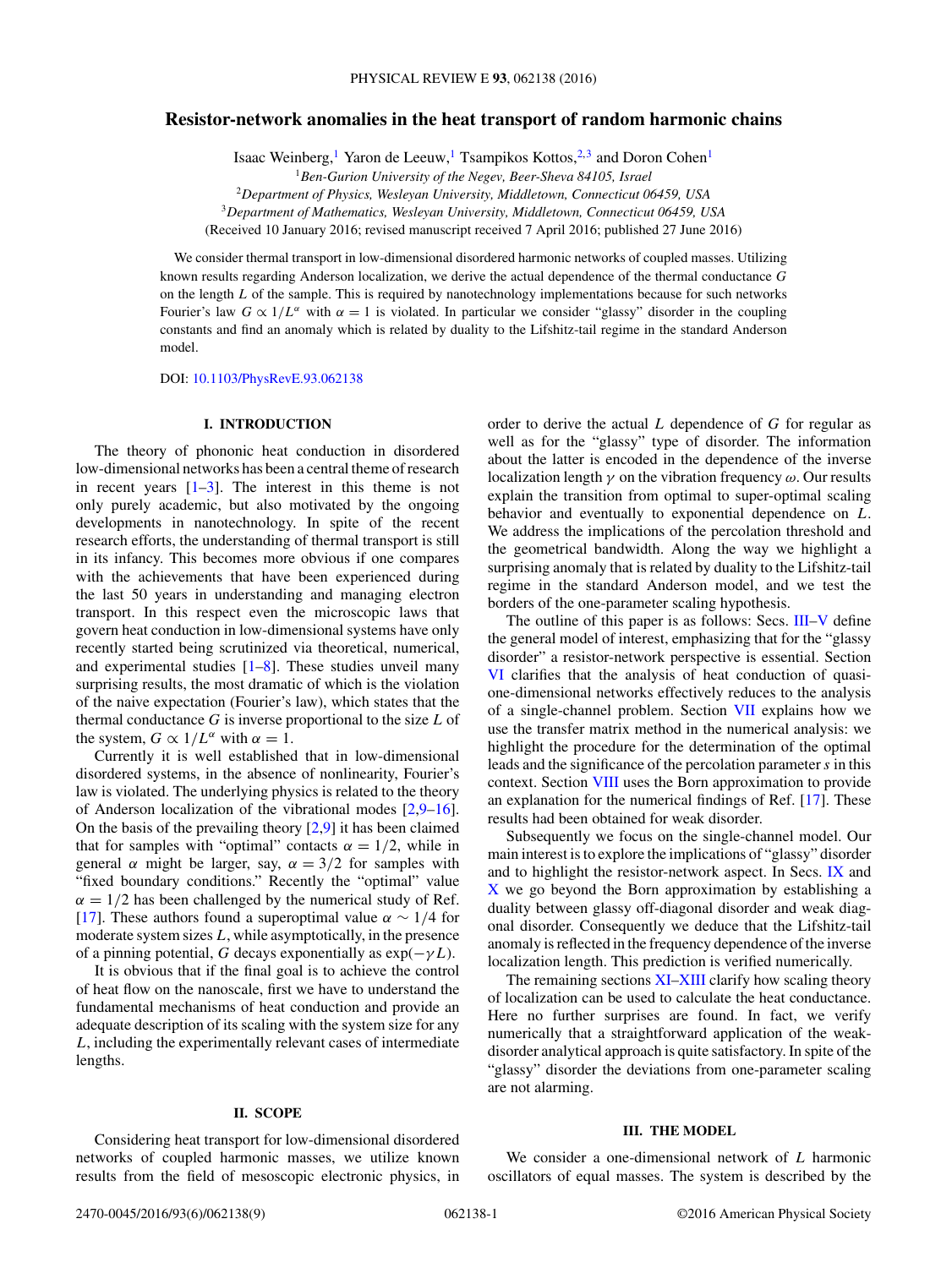# Resistor-network anomalies in the heat transport of random harmonic chains

Isaac Weinberg,[1] Yaron de Leeuw,[1] Tsampikos Kottos,[2,3] and Doron Cohen[1]

[1]*Ben-Gurion University of the Negev, Beer-Sheva 84105, Israel*

[2]*Department of Physics, Wesleyan University, Middletown, Connecticut 06459, USA*

[3]*Department of Mathematics, Wesleyan University, Middletown, Connecticut 06459, USA*

(Received 10 January 2016; revised manuscript received 7 April 2016; published 27 June 2016)

We consider thermal transport in low-dimensional disordered harmonic networks of coupled masses. Utilizing known results regarding Anderson localization, we derive the actual dependence of the thermal conductance $G$ on the length $L$ of the sample. This is required by nanotechnology implementations because for such networks Fourier's law $G \propto 1/L^{\alpha}$ with $\alpha = 1$ is violated. In particular we consider "glassy" disorder in the coupling constants and find an anomaly which is related by duality to the Lifshitz-tail regime in the standard Anderson model.

DOI: 10.1103/PhysRevE.93.062138

## I. INTRODUCTION

The theory of phononic heat conduction in disordered low-dimensional networks has been a central theme of research in recent years [1–3]. The interest in this theme is not only purely academic, but also motivated by the ongoing developments in nanotechnology. In spite of the recent research efforts, the understanding of thermal transport is still in its infancy. This becomes more obvious if one compares with the achievements that have been experienced during the last 50 years in understanding and managing electron transport. In this respect even the microscopic laws that govern heat conduction in low-dimensional systems have only recently started being scrutinized via theoretical, numerical, and experimental studies [1–8]. These studies unveil many surprising results, the most dramatic of which is the violation of the naive expectation (Fourier's law), which states that the thermal conductance $G$ is inverse proportional to the size $L$ of the system, $G \propto 1/L^{\alpha}$ with $\alpha = 1$.

Currently it is well established that in low-dimensional disordered systems, in the absence of nonlinearity, Fourier's law is violated. The underlying physics is related to the theory of Anderson localization of the vibrational modes [2,9–16]. On the basis of the prevailing theory [2,9] it has been claimed that for samples with "optimal" contacts $\alpha = 1/2$, while in general $\alpha$ might be larger, say, $\alpha = 3/2$ for samples with "fixed boundary conditions." Recently the "optimal" value $\alpha = 1/2$ has been challenged by the numerical study of Ref. [17]. These authors found a superoptimal value $\alpha \sim 1/4$ for moderate system sizes $L$, while asymptotically, in the presence of a pinning potential, $G$ decays exponentially as $\exp(-\gamma L)$.

It is obvious that if the final goal is to achieve the control of heat flow on the nanoscale, first we have to understand the fundamental mechanisms of heat conduction and provide an adequate description of its scaling with the system size for any $L$, including the experimentally relevant cases of intermediate lengths.

## II. SCOPE

Considering heat transport for low-dimensional disordered networks of coupled harmonic masses, we utilize known results from the field of mesoscopic electronic physics, in order to derive the actual $L$ dependence of $G$ for regular as well as for the "glassy" type of disorder. The information about the latter is encoded in the dependence of the inverse localization length $\gamma$ on the vibration frequency $\omega$. Our results explain the transition from optimal to super-optimal scaling behavior and eventually to exponential dependence on $L$. We address the implications of the percolation threshold and the geometrical bandwidth. Along the way we highlight a surprising anomaly that is related by duality to the Lifshitz-tail regime in the standard Anderson model, and we test the borders of the one-parameter scaling hypothesis.

The outline of this paper is as follows: Secs. III–V define the general model of interest, emphasizing that for the "glassy disorder" a resistor-network perspective is essential. Section VI clarifies that the analysis of heat conduction of quasi-one-dimensional networks effectively reduces to the analysis of a single-channel problem. Section VII explains how we use the transfer matrix method in the numerical analysis: we highlight the procedure for the determination of the optimal leads and the significance of the percolation parameter $s$ in this context. Section VIII uses the Born approximation to provide an explanation for the numerical findings of Ref. [17]. These results had been obtained for weak disorder.

Subsequently we focus on the single-channel model. Our main interest is to explore the implications of "glassy" disorder and to highlight the resistor-network aspect. In Secs. IX and X we go beyond the Born approximation by establishing a duality between glassy off-diagonal disorder and weak diagonal disorder. Consequently we deduce that the Lifshitz-tail anomaly is reflected in the frequency dependence of the inverse localization length. This prediction is verified numerically.

The remaining sections XI–XIII clarify how scaling theory of localization can be used to calculate the heat conductance. Here no further surprises are found. In fact, we verify numerically that a straightforward application of the weak-disorder analytical approach is quite satisfactory. In spite of the "glassy" disorder the deviations from one-parameter scaling are not alarming.

## III. THE MODEL

We consider a one-dimensional network of $L$ harmonic oscillators of equal masses. The system is described by the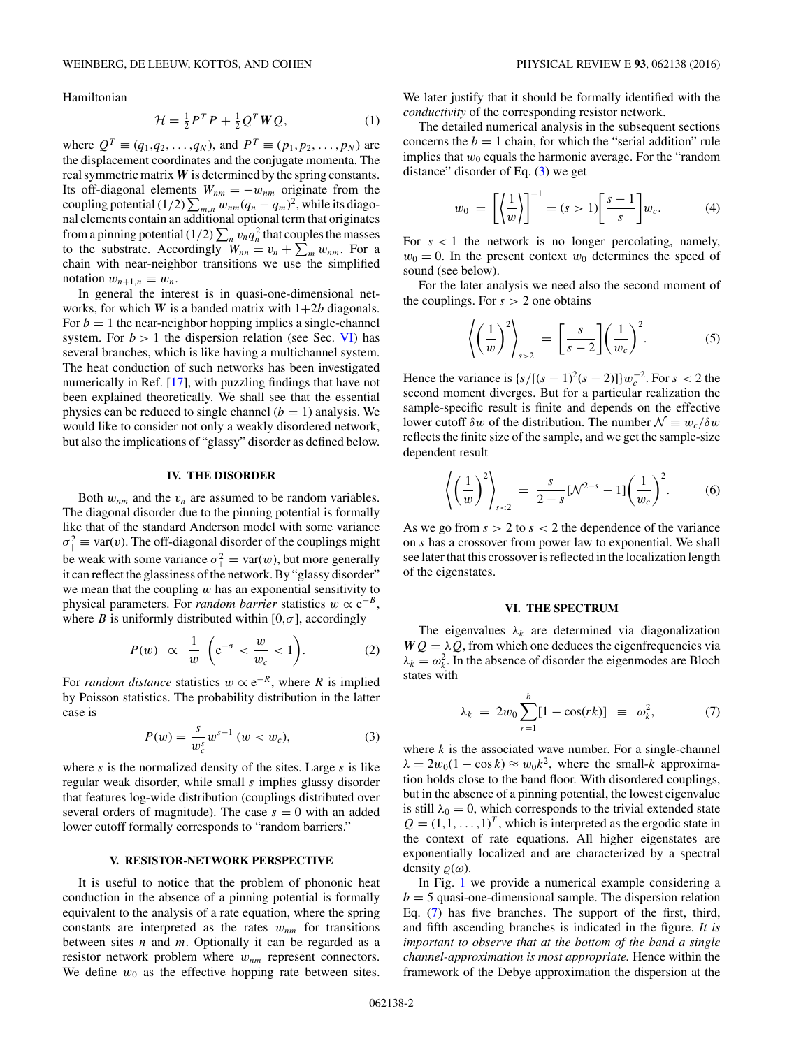Hamiltonian

$$\mathcal{H} = \tfrac{1}{2} P^T P + \tfrac{1}{2} Q^T \boldsymbol{W} Q, \tag{1}$$

where $Q^T \equiv (q_1, q_2, \ldots, q_N)$, and $P^T \equiv (p_1, p_2, \ldots, p_N)$ are the displacement coordinates and the conjugate momenta. The real symmetric matrix $\boldsymbol{W}$ is determined by the spring constants. Its off-diagonal elements $W_{nm} = -w_{nm}$ originate from the coupling potential $(1/2)\sum_{m,n} w_{nm}(q_n - q_m)^2$, while its diagonal elements contain an additional optional term that originates from a pinning potential $(1/2)\sum_n v_n q_n^2$ that couples the masses to the substrate. Accordingly $W_{nn} = v_n + \sum_m w_{nm}$. For a chain with near-neighbor transitions we use the simplified notation $w_{n+1,n} \equiv w_n$.

In general the interest is in quasi-one-dimensional networks, for which $\boldsymbol{W}$ is a banded matrix with $1+2b$ diagonals. For $b = 1$ the near-neighbor hopping implies a single-channel system. For $b > 1$ the dispersion relation (see Sec. VI) has several branches, which is like having a multichannel system. The heat conduction of such networks has been investigated numerically in Ref. [17], with puzzling findings that have not been explained theoretically. We shall see that the essential physics can be reduced to single channel ($b = 1$) analysis. We would like to consider not only a weakly disordered network, but also the implications of "glassy" disorder as defined below.

## IV. THE DISORDER

Both $w_{nm}$ and the $v_n$ are assumed to be random variables. The diagonal disorder due to the pinning potential is formally like that of the standard Anderson model with some variance $\sigma_\parallel^2 \equiv \text{var}(v)$. The off-diagonal disorder of the couplings might be weak with some variance $\sigma_\perp^2 = \text{var}(w)$, but more generally it can reflect the glassiness of the network. By "glassy disorder" we mean that the coupling $w$ has an exponential sensitivity to physical parameters. For *random barrier* statistics $w \propto \mathrm{e}^{-B}$, where $B$ is uniformly distributed within $[0,\sigma]$, accordingly

$$P(w) \;\propto\; \frac{1}{w}\;\left(\mathrm{e}^{-\sigma} < \frac{w}{w_c} < 1\right). \tag{2}$$

For *random distance* statistics $w \propto \mathrm{e}^{-R}$, where $R$ is implied by Poisson statistics. The probability distribution in the latter case is

$$P(w) = \frac{s}{w_c^s} w^{s-1}\;(w < w_c), \tag{3}$$

where $s$ is the normalized density of the sites. Large $s$ is like regular weak disorder, while small $s$ implies glassy disorder that features log-wide distribution (couplings distributed over several orders of magnitude). The case $s = 0$ with an added lower cutoff formally corresponds to "random barriers."

## V. RESISTOR-NETWORK PERSPECTIVE

It is useful to notice that the problem of phononic heat conduction in the absence of a pinning potential is formally equivalent to the analysis of a rate equation, where the spring constants are interpreted as the rates $w_{nm}$ for transitions between sites $n$ and $m$. Optionally it can be regarded as a resistor network problem where $w_{nm}$ represent connectors. We define $w_0$ as the effective hopping rate between sites. We later justify that it should be formally identified with the *conductivity* of the corresponding resistor network.

The detailed numerical analysis in the subsequent sections concerns the $b = 1$ chain, for which the "serial addition" rule implies that $w_0$ equals the harmonic average. For the "random distance" disorder of Eq. (3) we get

$$w_0 \;=\; \left[\left\langle\frac{1}{w}\right\rangle\right]^{-1} = (s>1)\left[\frac{s-1}{s}\right] w_c. \tag{4}$$

For $s < 1$ the network is no longer percolating, namely, $w_0 = 0$. In the present context $w_0$ determines the speed of sound (see below).

For the later analysis we need also the second moment of the couplings. For $s > 2$ one obtains

$$\left\langle\left(\frac{1}{w}\right)^2\right\rangle_{s>2} \;=\; \left[\frac{s}{s-2}\right]\left(\frac{1}{w_c}\right)^2. \tag{5}$$

Hence the variance is $\{s/[(s-1)^2(s-2)]\}w_c^{-2}$. For $s < 2$ the second moment diverges. But for a particular realization the sample-specific result is finite and depends on the effective lower cutoff $\delta w$ of the distribution. The number $\mathcal{N} \equiv w_c/\delta w$ reflects the finite size of the sample, and we get the sample-size dependent result

$$\left\langle\left(\frac{1}{w}\right)^2\right\rangle_{s<2} \;=\; \frac{s}{2-s}[\mathcal{N}^{2-s} - 1]\left(\frac{1}{w_c}\right)^2. \tag{6}$$

As we go from $s > 2$ to $s < 2$ the dependence of the variance on $s$ has a crossover from power law to exponential. We shall see later that this crossover is reflected in the localization length of the eigenstates.

## VI. THE SPECTRUM

The eigenvalues $\lambda_k$ are determined via diagonalization $\boldsymbol{W}Q = \lambda Q$, from which one deduces the eigenfrequencies via $\lambda_k = \omega_k^2$. In the absence of disorder the eigenmodes are Bloch states with

$$\lambda_k \;=\; 2w_0\sum_{r=1}^{b}[1 - \cos(rk)] \;\equiv\; \omega_k^2, \tag{7}$$

where $k$ is the associated wave number. For a single-channel $\lambda = 2w_0(1 - \cos k) \approx w_0 k^2$, where the small-$k$ approximation holds close to the band floor. With disordered couplings, but in the absence of a pinning potential, the lowest eigenvalue is still $\lambda_0 = 0$, which corresponds to the trivial extended state $Q = (1,1,\ldots,1)^T$, which is interpreted as the ergodic state in the context of rate equations. All higher eigenstates are exponentially localized and are characterized by a spectral density $\varrho(\omega)$.

In Fig. 1 we provide a numerical example considering a $b = 5$ quasi-one-dimensional sample. The dispersion relation Eq. (7) has five branches. The support of the first, third, and fifth ascending branches is indicated in the figure. *It is important to observe that at the bottom of the band a single channel-approximation is most appropriate.* Hence within the framework of the Debye approximation the dispersion at the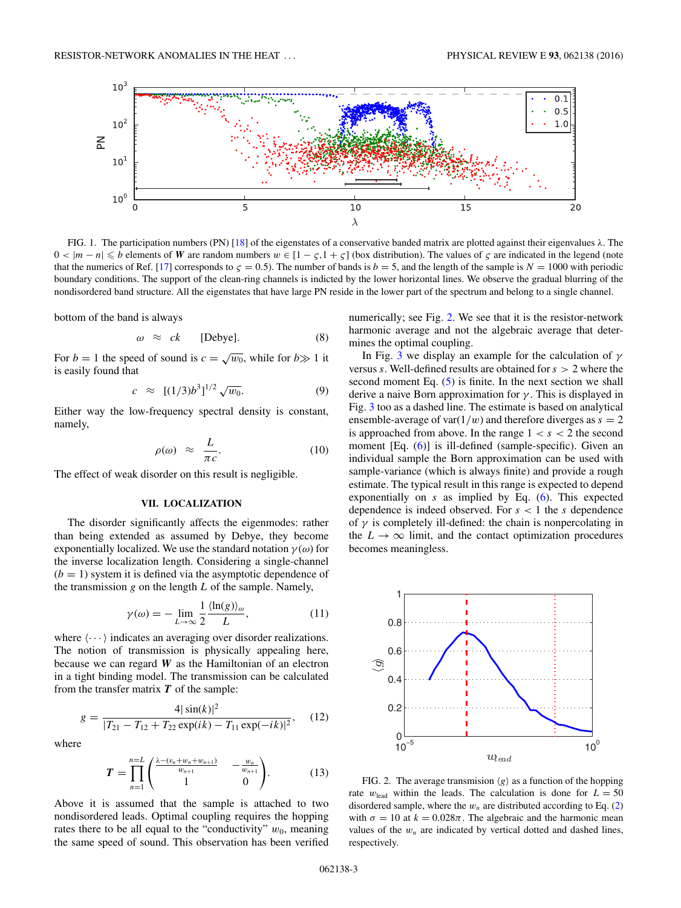FIG. 1. The participation numbers (PN) [18] of the eigenstates of a conservative banded matrix are plotted against their eigenvalues $\lambda$. The $0 < |m-n| \leqslant b$ elements of $\boldsymbol{W}$ are random numbers $w \in [1-\varsigma, 1+\varsigma]$ (box distribution). The values of $\varsigma$ are indicated in the legend (note that the numerics of Ref. [17] corresponds to $\varsigma = 0.5$). The number of bands is $b = 5$, and the length of the sample is $N = 1000$ with periodic boundary conditions. The support of the clean-ring channels is indicted by the lower horizontal lines. We observe the gradual blurring of the nondisordered band structure. All the eigenstates that have large PN reside in the lower part of the spectrum and belong to a single channel.

bottom of the band is always

$$\omega \;\approx\; ck \qquad [\text{Debye}]. \tag{8}$$

For $b = 1$ the speed of sound is $c = \sqrt{w_0}$, while for $b \gg 1$ it is easily found that

$$c \;\approx\; [(1/3)b^3]^{1/2}\sqrt{w_0}. \tag{9}$$

Either way the low-frequency spectral density is constant, namely,

$$\rho(\omega) \;\approx\; \frac{L}{\pi c}. \tag{10}$$

The effect of weak disorder on this result is negligible.

## VII. LOCALIZATION

The disorder significantly affects the eigenmodes: rather than being extended as assumed by Debye, they become exponentially localized. We use the standard notation $\gamma(\omega)$ for the inverse localization length. Considering a single-channel ($b = 1$) system it is defined via the asymptotic dependence of the transmission $g$ on the length $L$ of the sample. Namely,

$$\gamma(\omega) = -\lim_{L\to\infty} \frac{1}{2}\frac{\langle \ln(g)\rangle_\omega}{L}, \tag{11}$$

where $\langle \cdots \rangle$ indicates an averaging over disorder realizations. The notion of transmission is physically appealing here, because we can regard $\boldsymbol{W}$ as the Hamiltonian of an electron in a tight binding model. The transmission can be calculated from the transfer matrix $\boldsymbol{T}$ of the sample:

$$g = \frac{4|\sin(k)|^2}{|T_{21} - T_{12} + T_{22}\exp(ik) - T_{11}\exp(-ik)|^2}, \tag{12}$$

where

$$\boldsymbol{T} = \prod_{n=1}^{n=L} \begin{pmatrix} \frac{\lambda - (v_n + w_n + w_{n+1})}{w_{n+1}} & -\frac{w_n}{w_{n+1}} \\ 1 & 0 \end{pmatrix}. \tag{13}$$

Above it is assumed that the sample is attached to two nondisordered leads. Optimal coupling requires the hopping rates there to be all equal to the "conductivity" $w_0$, meaning the same speed of sound. This observation has been verified numerically; see Fig. 2. We see that it is the resistor-network harmonic average and not the algebraic average that determines the optimal coupling.

In Fig. 3 we display an example for the calculation of $\gamma$ versus $s$. Well-defined results are obtained for $s > 2$ where the second moment Eq. (5) is finite. In the next section we shall derive a naive Born approximation for $\gamma$. This is displayed in Fig. 3 too as a dashed line. The estimate is based on analytical ensemble-average of $\text{var}(1/w)$ and therefore diverges as $s = 2$ is approached from above. In the range $1 < s < 2$ the second moment [Eq. (6)] is ill-defined (sample-specific). Given an individual sample the Born approximation can be used with sample-variance (which is always finite) and provide a rough estimate. The typical result in this range is expected to depend exponentially on $s$ as implied by Eq. (6). This expected dependence is indeed observed. For $s < 1$ the $s$ dependence of $\gamma$ is completely ill-defined: the chain is nonpercolating in the $L \to \infty$ limit, and the contact optimization procedures becomes meaningless.

FIG. 2. The average transmission $\langle g \rangle$ as a function of the hopping rate $w_{\text{lead}}$ within the leads. The calculation is done for $L = 50$ disordered sample, where the $w_n$ are distributed according to Eq. (2) with $\sigma = 10$ at $k = 0.028\pi$. The algebraic and the harmonic mean values of the $w_n$ are indicated by vertical dotted and dashed lines, respectively.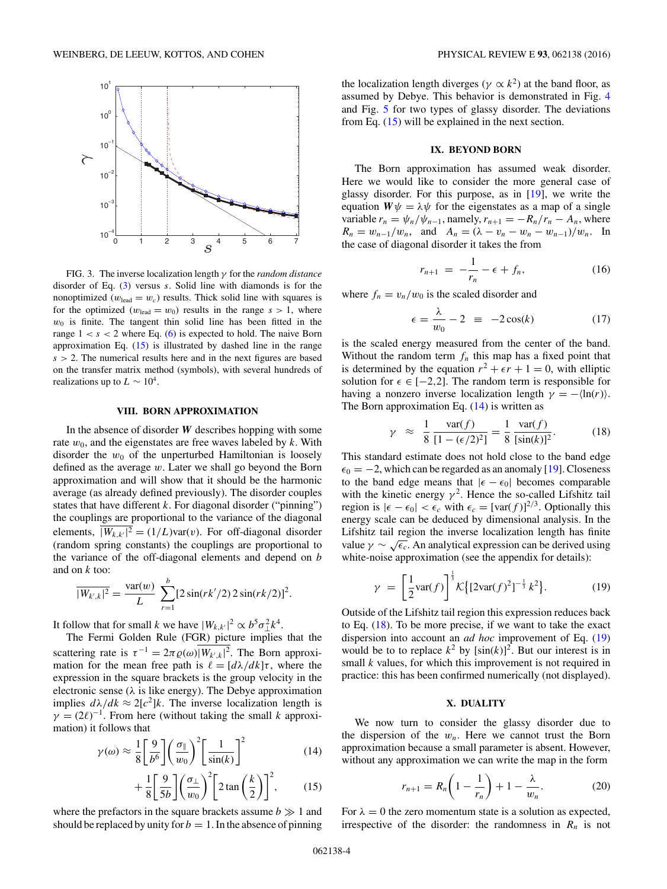FIG. 3. The inverse localization length $\gamma$ for the *random distance* disorder of Eq. (3) versus $s$. Solid line with diamonds is for the nonoptimized ($w_{\text{lead}} = w_c$) results. Thick solid line with squares is for the optimized ($w_{\text{lead}} = w_0$) results in the range $s > 1$, where $w_0$ is finite. The tangent thin solid line has been fitted in the range $1 < s < 2$ where Eq. (6) is expected to hold. The naive Born approximation Eq. (15) is illustrated by dashed line in the range $s > 2$. The numerical results here and in the next figures are based on the transfer matrix method (symbols), with several hundreds of realizations up to $L \sim 10^4$.

## VIII. BORN APPROXIMATION

In the absence of disorder $\boldsymbol{W}$ describes hopping with some rate $w_0$, and the eigenstates are free waves labeled by $k$. With disorder the $w_0$ of the unperturbed Hamiltonian is loosely defined as the average $w$. Later we shall go beyond the Born approximation and will show that it should be the harmonic average (as already defined previously). The disorder couples states that have different $k$. For diagonal disorder ("pinning") the couplings are proportional to the variance of the diagonal elements, $\overline{|W_{k,k'}|^2} = (1/L)\text{var}(v)$. For off-diagonal disorder (random spring constants) the couplings are proportional to the variance of the off-diagonal elements and depend on $b$ and on $k$ too:

$$\overline{|W_{k',k}|^2} = \frac{\text{var}(w)}{L}\sum_{r=1}^{b}[2\sin(rk'/2)\,2\sin(rk/2)]^2.$$

It follow that for small $k$ we have $|W_{k,k'}|^2 \propto b^5\sigma_\perp^2 k^4$.

The Fermi Golden Rule (FGR) picture implies that the scattering rate is $\tau^{-1} = 2\pi\varrho(\omega)\overline{|W_{k',k}|^2}$. The Born approximation for the mean free path is $\ell = [d\lambda/dk]\tau$, where the expression in the square brackets is the group velocity in the electronic sense ($\lambda$ is like energy). The Debye approximation implies $d\lambda/dk \approx 2[c^2]k$. The inverse localization length is $\gamma = (2\ell)^{-1}$. From here (without taking the small $k$ approximation) it follows that

$$\gamma(\omega) \approx \frac{1}{8}\left[\frac{9}{b^6}\right]\left(\frac{\sigma_\parallel}{w_0}\right)^2\left[\frac{1}{\sin(k)}\right]^2 \tag{14}$$

$$+\frac{1}{8}\left[\frac{9}{5b}\right]\left(\frac{\sigma_\perp}{w_0}\right)^2\left[2\tan\left(\frac{k}{2}\right)\right]^2, \tag{15}$$

where the prefactors in the square brackets assume $b \gg 1$ and should be replaced by unity for $b = 1$. In the absence of pinning the localization length diverges ($\gamma \propto k^2$) at the band floor, as assumed by Debye. This behavior is demonstrated in Fig. 4 and Fig. 5 for two types of glassy disorder. The deviations from Eq. (15) will be explained in the next section.

## IX. BEYOND BORN

The Born approximation has assumed weak disorder. Here we would like to consider the more general case of glassy disorder. For this purpose, as in [19], we write the equation $\boldsymbol{W}\psi = \lambda\psi$ for the eigenstates as a map of a single variable $r_n = \psi_n/\psi_{n-1}$, namely, $r_{n+1} = -R_n/r_n - A_n$, where $R_n = w_{n-1}/w_n$, and $A_n = (\lambda - v_n - w_n - w_{n-1})/w_n$. In the case of diagonal disorder it takes the from

$$r_{n+1} = -\frac{1}{r_n} - \epsilon + f_n, \tag{16}$$

where $f_n = v_n/w_0$ is the scaled disorder and

$$\epsilon = \frac{\lambda}{w_0} - 2 \;\equiv\; -2\cos(k) \tag{17}$$

is the scaled energy measured from the center of the band. Without the random term $f_n$ this map has a fixed point that is determined by the equation $r^2 + \epsilon r + 1 = 0$, with elliptic solution for $\epsilon \in [-2,2]$. The random term is responsible for having a nonzero inverse localization length $\gamma = -\langle \ln(r)\rangle$. The Born approximation Eq. (14) is written as

$$\gamma \;\approx\; \frac{1}{8}\frac{\text{var}(f)}{[1-(\epsilon/2)^2]} = \frac{1}{8}\frac{\text{var}(f)}{[\sin(k)]^2}. \tag{18}$$

This standard estimate does not hold close to the band edge $\epsilon_0 = -2$, which can be regarded as an anomaly [19]. Closeness to the band edge means that $|\epsilon - \epsilon_0|$ becomes comparable with the kinetic energy $\gamma^2$. Hence the so-called Lifshitz tail region is $|\epsilon - \epsilon_0| < \epsilon_c$ with $\epsilon_c = [\text{var}(f)]^{2/3}$. Optionally this energy scale can be deduced by dimensional analysis. In the Lifshitz tail region the inverse localization length has finite value $\gamma \sim \sqrt{\epsilon_c}$. An analytical expression can be derived using white-noise approximation (see the appendix for details):

$$\gamma \;=\; \left[\frac{1}{2}\text{var}(f)\right]^{\frac{1}{3}}\mathcal{K}\left\{[2\text{var}(f)^2]^{-\frac{1}{3}}k^2\right\}. \tag{19}$$

Outside of the Lifshitz tail region this expression reduces back to Eq. (18). To be more precise, if we want to take the exact dispersion into account an *ad hoc* improvement of Eq. (19) would be to to replace $k^2$ by $[\sin(k)]^2$. But our interest is in small $k$ values, for which this improvement is not required in practice: this has been confirmed numerically (not displayed).

## X. DUALITY

We now turn to consider the glassy disorder due to the dispersion of the $w_n$. Here we cannot trust the Born approximation because a small parameter is absent. However, without any approximation we can write the map in the form

$$r_{n+1} = R_n\left(1 - \frac{1}{r_n}\right) + 1 - \frac{\lambda}{w_n}. \tag{20}$$

For $\lambda = 0$ the zero momentum state is a solution as expected, irrespective of the disorder: the randomness in $R_n$ is not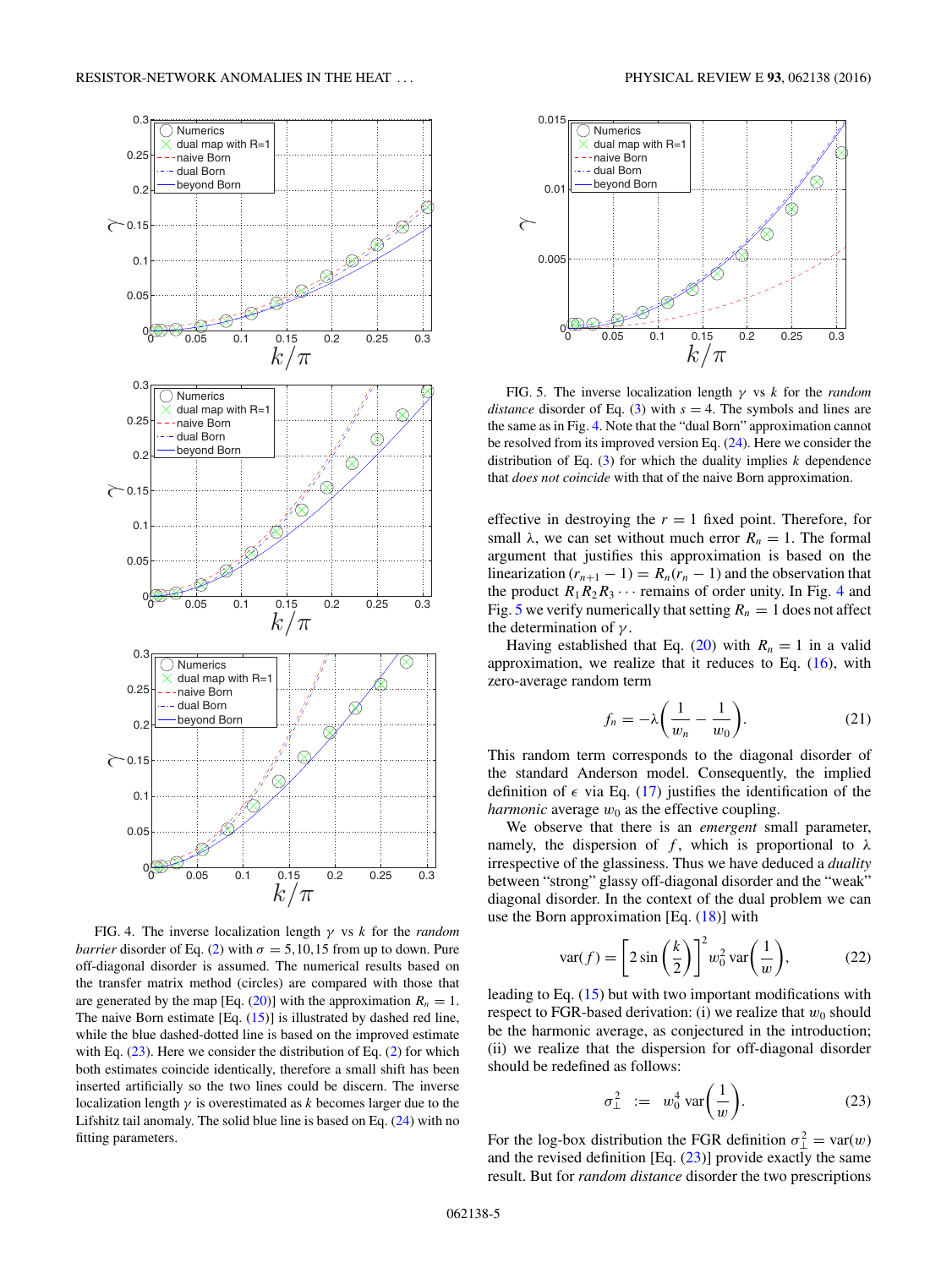FIG. 4. The inverse localization length $\gamma$ vs $k$ for the *random barrier* disorder of Eq. (2) with $\sigma = 5, 10, 15$ from up to down. Pure off-diagonal disorder is assumed. The numerical results based on the transfer matrix method (circles) are compared with those that are generated by the map [Eq. (20)] with the approximation $R_n = 1$. The naive Born estimate [Eq. (15)] is illustrated by dashed red line, while the blue dashed-dotted line is based on the improved estimate with Eq. (23). Here we consider the distribution of Eq. (2) for which both estimates coincide identically, therefore a small shift has been inserted artificially so the two lines could be discern. The inverse localization length $\gamma$ is overestimated as $k$ becomes larger due to the Lifshitz tail anomaly. The solid blue line is based on Eq. (24) with no fitting parameters.

FIG. 5. The inverse localization length $\gamma$ vs $k$ for the *random distance* disorder of Eq. (3) with $s = 4$. The symbols and lines are the same as in Fig. 4. Note that the "dual Born" approximation cannot be resolved from its improved version Eq. (24). Here we consider the distribution of Eq. (3) for which the duality implies $k$ dependence that *does not coincide* with that of the naive Born approximation.

effective in destroying the $r = 1$ fixed point. Therefore, for small $\lambda$, we can set without much error $R_n = 1$. The formal argument that justifies this approximation is based on the linearization $(r_{n+1} - 1) = R_n(r_n - 1)$ and the observation that the product $R_1 R_2 R_3 \cdots$ remains of order unity. In Fig. 4 and Fig. 5 we verify numerically that setting $R_n = 1$ does not affect the determination of $\gamma$.

Having established that Eq. (20) with $R_n = 1$ in a valid approximation, we realize that it reduces to Eq. (16), with zero-average random term

$$f_n = -\lambda\left(\frac{1}{w_n} - \frac{1}{w_0}\right). \tag{21}$$

This random term corresponds to the diagonal disorder of the standard Anderson model. Consequently, the implied definition of $\epsilon$ via Eq. (17) justifies the identification of the *harmonic* average $w_0$ as the effective coupling.

We observe that there is an *emergent* small parameter, namely, the dispersion of $f$, which is proportional to $\lambda$ irrespective of the glassiness. Thus we have deduced a *duality* between "strong" glassy off-diagonal disorder and the "weak" diagonal disorder. In the context of the dual problem we can use the Born approximation [Eq. (18)] with

$$\text{var}(f) = \left[2\sin\left(\frac{k}{2}\right)\right]^2 w_0^2\, \text{var}\left(\frac{1}{w}\right), \tag{22}$$

leading to Eq. (15) but with two important modifications with respect to FGR-based derivation: (i) we realize that $w_0$ should be the harmonic average, as conjectured in the introduction; (ii) we realize that the dispersion for off-diagonal disorder should be redefined as follows:

$$\sigma_\perp^2 \;\; := \;\; w_0^4\, \text{var}\left(\frac{1}{w}\right). \tag{23}$$

For the log-box distribution the FGR definition $\sigma_\perp^2 = \text{var}(w)$ and the revised definition [Eq. (23)] provide exactly the same result. But for *random distance* disorder the two prescriptions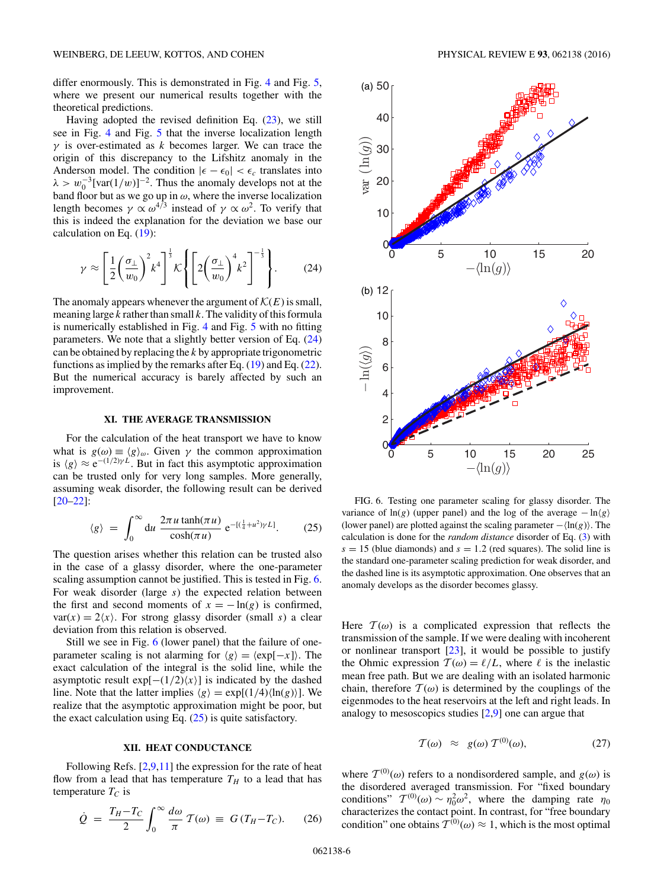differ enormously. This is demonstrated in Fig. 4 and Fig. 5, where we present our numerical results together with the theoretical predictions.

Having adopted the revised definition Eq. (23), we still see in Fig. 4 and Fig. 5 that the inverse localization length $\gamma$ is over-estimated as $k$ becomes larger. We can trace the origin of this discrepancy to the Lifshitz anomaly in the Anderson model. The condition $|\epsilon - \epsilon_0| < \epsilon_c$ translates into $\lambda > w_0^{-3}[\mathrm{var}(1/w)]^{-2}$. Thus the anomaly develops not at the band floor but as we go up in $\omega$, where the inverse localization length becomes $\gamma \propto \omega^{4/3}$ instead of $\gamma \propto \omega^2$. To verify that this is indeed the explanation for the deviation we base our calculation on Eq. (19):

$$\gamma \approx \left[\frac{1}{2}\left(\frac{\sigma_\perp}{w_0}\right)^2 k^4\right]^{\frac{1}{3}} \mathcal{K}\left\{\left[2\left(\frac{\sigma_\perp}{w_0}\right)^4 k^2\right]^{-\frac{1}{3}}\right\}. \qquad (24)$$

The anomaly appears whenever the argument of $\mathcal{K}(E)$ is small, meaning large $k$ rather than small $k$. The validity of this formula is numerically established in Fig. 4 and Fig. 5 with no fitting parameters. We note that a slightly better version of Eq. (24) can be obtained by replacing the $k$ by appropriate trigonometric functions as implied by the remarks after Eq. (19) and Eq. (22). But the numerical accuracy is barely affected by such an improvement.

## XI. THE AVERAGE TRANSMISSION

For the calculation of the heat transport we have to know what is $g(\omega) \equiv \langle g \rangle_\omega$. Given $\gamma$ the common approximation is $\langle g \rangle \approx \mathrm{e}^{-(1/2)\gamma L}$. But in fact this asymptotic approximation can be trusted only for very long samples. More generally, assuming weak disorder, the following result can be derived [20–22]:

$$\langle g \rangle = \int_0^\infty \mathrm{d}u \, \frac{2\pi u \tanh(\pi u)}{\cosh(\pi u)} \, \mathrm{e}^{-[(\frac{1}{4}+u^2)\gamma L]}. \qquad (25)$$

The question arises whether this relation can be trusted also in the case of a glassy disorder, where the one-parameter scaling assumption cannot be justified. This is tested in Fig. 6. For weak disorder (large $s$) the expected relation between the first and second moments of $x = -\ln(g)$ is confirmed, $\mathrm{var}(x) = 2\langle x \rangle$. For strong glassy disorder (small $s$) a clear deviation from this relation is observed.

Still we see in Fig. 6 (lower panel) that the failure of one-parameter scaling is not alarming for $\langle g \rangle = \langle \exp[-x] \rangle$. The exact calculation of the integral is the solid line, while the asymptotic result $\exp[-(1/2)\langle x \rangle]$ is indicated by the dashed line. Note that the latter implies $\langle g \rangle = \exp[(1/4)\langle \ln(g) \rangle]$. We realize that the asymptotic approximation might be poor, but the exact calculation using Eq. (25) is quite satisfactory.

FIG. 6. Testing one parameter scaling for glassy disorder. The variance of $\ln(g)$ (upper panel) and the log of the average $-\ln\langle g \rangle$ (lower panel) are plotted against the scaling parameter $-\langle \ln(g) \rangle$. The calculation is done for the *random distance* disorder of Eq. (3) with $s = 15$ (blue diamonds) and $s = 1.2$ (red squares). The solid line is the standard one-parameter scaling prediction for weak disorder, and the dashed line is its asymptotic approximation. One observes that an anomaly develops as the disorder becomes glassy.

## XII. HEAT CONDUCTANCE

Following Refs. [2,9,11] the expression for the rate of heat flow from a lead that has temperature $T_H$ to a lead that has temperature $T_C$ is

$$\dot{Q} = \frac{T_H - T_C}{2} \int_0^\infty \frac{d\omega}{\pi} \, \mathcal{T}(\omega) \equiv G\,(T_H - T_C). \qquad (26)$$

Here $\mathcal{T}(\omega)$ is a complicated expression that reflects the transmission of the sample. If we were dealing with incoherent or nonlinear transport [23], it would be possible to justify the Ohmic expression $\mathcal{T}(\omega) = \ell/L$, where $\ell$ is the inelastic mean free path. But we are dealing with an isolated harmonic chain, therefore $\mathcal{T}(\omega)$ is determined by the couplings of the eigenmodes to the heat reservoirs at the left and right leads. In analogy to mesoscopics studies [2,9] one can argue that

$$\mathcal{T}(\omega) \approx g(\omega)\, \mathcal{T}^{(0)}(\omega), \qquad (27)$$

where $\mathcal{T}^{(0)}(\omega)$ refers to a nondisordered sample, and $g(\omega)$ is the disordered averaged transmission. For "fixed boundary conditions" $\mathcal{T}^{(0)}(\omega) \sim \eta_0^2 \omega^2$, where the damping rate $\eta_0$ characterizes the contact point. In contrast, for "free boundary condition" one obtains $\mathcal{T}^{(0)}(\omega) \approx 1$, which is the most optimal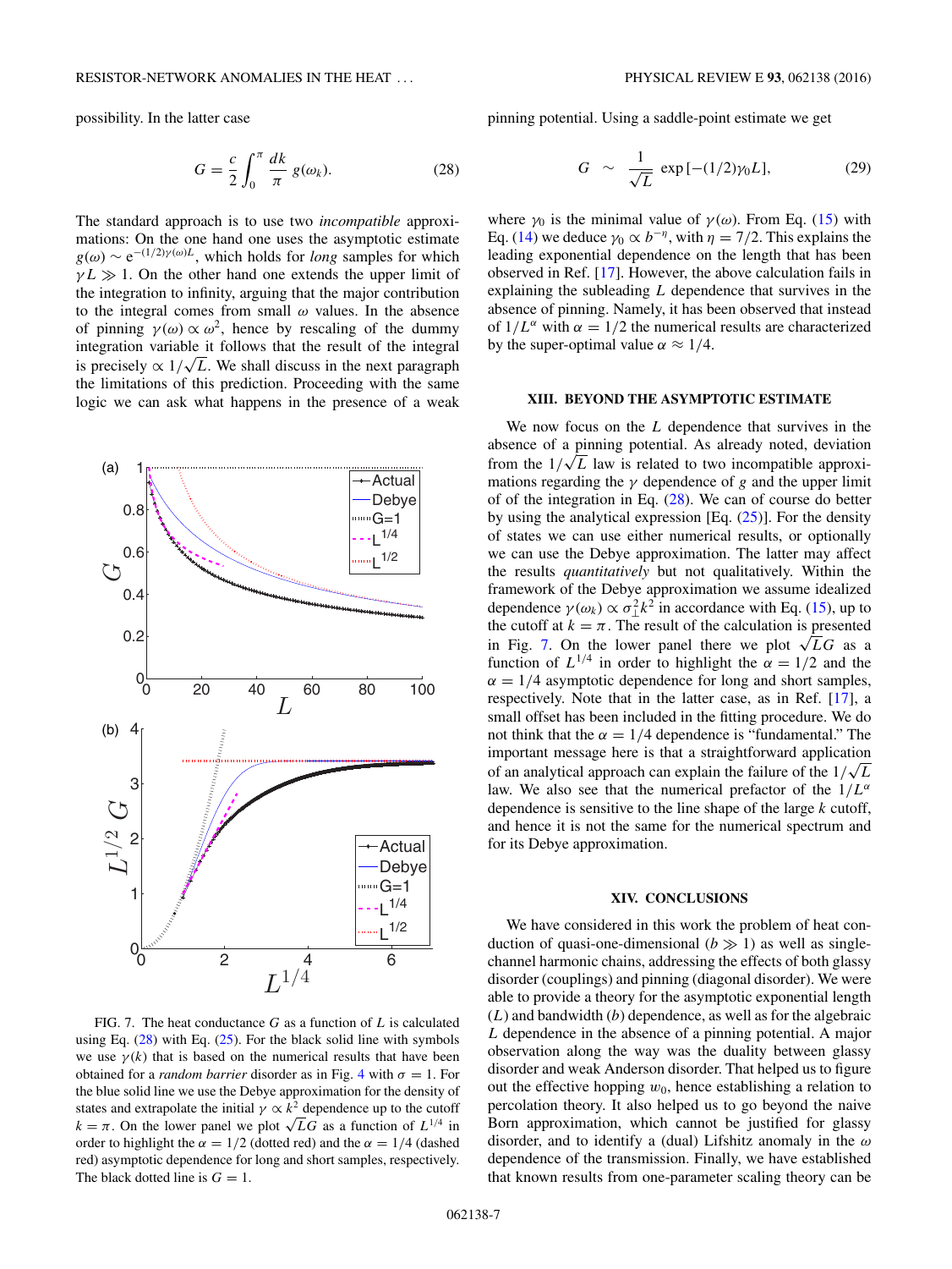possibility. In the latter case

$$G = \frac{c}{2}\int_0^{\pi} \frac{dk}{\pi}\, g(\omega_k). \tag{28}$$

The standard approach is to use two *incompatible* approximations: On the one hand one uses the asymptotic estimate $g(\omega) \sim e^{-(1/2)\gamma(\omega)L}$, which holds for *long* samples for which $\gamma L \gg 1$. On the other hand one extends the upper limit of the integration to infinity, arguing that the major contribution to the integral comes from small $\omega$ values. In the absence of pinning $\gamma(\omega) \propto \omega^2$, hence by rescaling of the dummy integration variable it follows that the result of the integral is precisely $\propto 1/\sqrt{L}$. We shall discuss in the next paragraph the limitations of this prediction. Proceeding with the same logic we can ask what happens in the presence of a weak pinning potential. Using a saddle-point estimate we get

$$G \;\sim\; \frac{1}{\sqrt{L}}\, \exp\left[-(1/2)\gamma_0 L\right], \tag{29}$$

where $\gamma_0$ is the minimal value of $\gamma(\omega)$. From Eq. (15) with Eq. (14) we deduce $\gamma_0 \propto b^{-\eta}$, with $\eta = 7/2$. This explains the leading exponential dependence on the length that has been observed in Ref. [17]. However, the above calculation fails in explaining the subleading $L$ dependence that survives in the absence of pinning. Namely, it has been observed that instead of $1/L^{\alpha}$ with $\alpha = 1/2$ the numerical results are characterized by the super-optimal value $\alpha \approx 1/4$.

FIG. 7. The heat conductance $G$ as a function of $L$ is calculated using Eq. (28) with Eq. (25). For the black solid line with symbols we use $\gamma(k)$ that is based on the numerical results that have been obtained for a *random barrier* disorder as in Fig. 4 with $\sigma = 1$. For the blue solid line we use the Debye approximation for the density of states and extrapolate the initial $\gamma \propto k^2$ dependence up to the cutoff $k = \pi$. On the lower panel we plot $\sqrt{L}G$ as a function of $L^{1/4}$ in order to highlight the $\alpha = 1/2$ (dotted red) and the $\alpha = 1/4$ (dashed red) asymptotic dependence for long and short samples, respectively. The black dotted line is $G = 1$.

## XIII. BEYOND THE ASYMPTOTIC ESTIMATE

We now focus on the $L$ dependence that survives in the absence of a pinning potential. As already noted, deviation from the $1/\sqrt{L}$ law is related to two incompatible approximations regarding the $\gamma$ dependence of $g$ and the upper limit of of the integration in Eq. (28). We can of course do better by using the analytical expression [Eq. (25)]. For the density of states we can use either numerical results, or optionally we can use the Debye approximation. The latter may affect the results *quantitatively* but not qualitatively. Within the framework of the Debye approximation we assume idealized dependence $\gamma(\omega_k) \propto \sigma_{\perp}^2 k^2$ in accordance with Eq. (15), up to the cutoff at $k = \pi$. The result of the calculation is presented in Fig. 7. On the lower panel there we plot $\sqrt{L}G$ as a function of $L^{1/4}$ in order to highlight the $\alpha = 1/2$ and the $\alpha = 1/4$ asymptotic dependence for long and short samples, respectively. Note that in the latter case, as in Ref. [17], a small offset has been included in the fitting procedure. We do not think that the $\alpha = 1/4$ dependence is "fundamental." The important message here is that a straightforward application of an analytical approach can explain the failure of the $1/\sqrt{L}$ law. We also see that the numerical prefactor of the $1/L^{\alpha}$ dependence is sensitive to the line shape of the large $k$ cutoff, and hence it is not the same for the numerical spectrum and for its Debye approximation.

## XIV. CONCLUSIONS

We have considered in this work the problem of heat conduction of quasi-one-dimensional ($b \gg 1$) as well as single-channel harmonic chains, addressing the effects of both glassy disorder (couplings) and pinning (diagonal disorder). We were able to provide a theory for the asymptotic exponential length ($L$) and bandwidth ($b$) dependence, as well as for the algebraic $L$ dependence in the absence of a pinning potential. A major observation along the way was the duality between glassy disorder and weak Anderson disorder. That helped us to figure out the effective hopping $w_0$, hence establishing a relation to percolation theory. It also helped us to go beyond the naive Born approximation, which cannot be justified for glassy disorder, and to identify a (dual) Lifshitz anomaly in the $\omega$ dependence of the transmission. Finally, we have established that known results from one-parameter scaling theory can be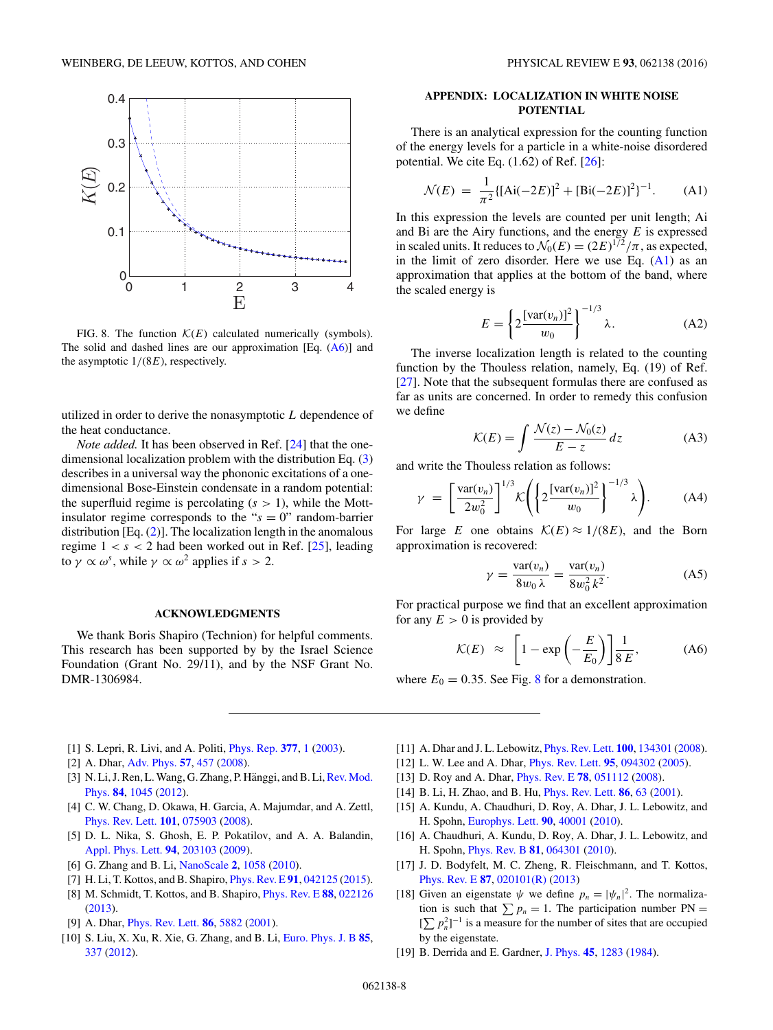FIG. 8. The function $\mathcal{K}(E)$ calculated numerically (symbols). The solid and dashed lines are our approximation [Eq. (A6)] and the asymptotic $1/(8E)$, respectively.

utilized in order to derive the nonasymptotic $L$ dependence of the heat conductance.

*Note added.* It has been observed in Ref. [24] that the one-dimensional localization problem with the distribution Eq. (3) describes in a universal way the phononic excitations of a one-dimensional Bose-Einstein condensate in a random potential: the superfluid regime is percolating ($s > 1$), while the Mott-insulator regime corresponds to the "$s = 0$" random-barrier distribution [Eq. (2)]. The localization length in the anomalous regime $1 < s < 2$ had been worked out in Ref. [25], leading to $\gamma \propto \omega^s$, while $\gamma \propto \omega^2$ applies if $s > 2$.

## ACKNOWLEDGMENTS

We thank Boris Shapiro (Technion) for helpful comments. This research has been supported by by the Israel Science Foundation (Grant No. 29/11), and by the NSF Grant No. DMR-1306984.

## APPENDIX: LOCALIZATION IN WHITE NOISE POTENTIAL

There is an analytical expression for the counting function of the energy levels for a particle in a white-noise disordered potential. We cite Eq. (1.62) of Ref. [26]:

$$\mathcal{N}(E) = \frac{1}{\pi^2}\{[\mathrm{Ai}(-2E)]^2 + [\mathrm{Bi}(-2E)]^2\}^{-1}. \tag{A1}$$

In this expression the levels are counted per unit length; Ai and Bi are the Airy functions, and the energy $E$ is expressed in scaled units. It reduces to $\mathcal{N}_0(E) = (2E)^{1/2}/\pi$, as expected, in the limit of zero disorder. Here we use Eq. (A1) as an approximation that applies at the bottom of the band, where the scaled energy is

$$E = \left\{2\frac{[\mathrm{var}(v_n)]^2}{w_0}\right\}^{-1/3}\lambda. \tag{A2}$$

The inverse localization length is related to the counting function by the Thouless relation, namely, Eq. (19) of Ref. [27]. Note that the subsequent formulas there are confused as far as units are concerned. In order to remedy this confusion we define

$$\mathcal{K}(E) = \int \frac{\mathcal{N}(z) - \mathcal{N}_0(z)}{E - z}\,dz \tag{A3}$$

and write the Thouless relation as follows:

$$\gamma = \left[\frac{\mathrm{var}(v_n)}{2w_0^2}\right]^{1/3}\mathcal{K}\left(\left\{2\frac{[\mathrm{var}(v_n)]^2}{w_0}\right\}^{-1/3}\lambda\right). \tag{A4}$$

For large $E$ one obtains $\mathcal{K}(E) \approx 1/(8E)$, and the Born approximation is recovered:

$$\gamma = \frac{\mathrm{var}(v_n)}{8w_0\,\lambda} = \frac{\mathrm{var}(v_n)}{8w_0^2\,k^2}. \tag{A5}$$

For practical purpose we find that an excellent approximation for any $E > 0$ is provided by

$$\mathcal{K}(E) \approx \left[1 - \exp\left(-\frac{E}{E_0}\right)\right]\frac{1}{8\,E}, \tag{A6}$$

where $E_0 = 0.35$. See Fig. 8 for a demonstration.

---

[1] S. Lepri, R. Livi, and A. Politi, Phys. Rep. **377**, 1 (2003).

[2] A. Dhar, Adv. Phys. **57**, 457 (2008).

[3] N. Li, J. Ren, L. Wang, G. Zhang, P. Hänggi, and B. Li, Rev. Mod. Phys. **84**, 1045 (2012).

[4] C. W. Chang, D. Okawa, H. Garcia, A. Majumdar, and A. Zettl, Phys. Rev. Lett. **101**, 075903 (2008).

[5] D. L. Nika, S. Ghosh, E. P. Pokatilov, and A. A. Balandin, Appl. Phys. Lett. **94**, 203103 (2009).

[6] G. Zhang and B. Li, NanoScale **2**, 1058 (2010).

[7] H. Li, T. Kottos, and B. Shapiro, Phys. Rev. E **91**, 042125 (2015).

[8] M. Schmidt, T. Kottos, and B. Shapiro, Phys. Rev. E **88**, 022126 (2013).

[9] A. Dhar, Phys. Rev. Lett. **86**, 5882 (2001).

[10] S. Liu, X. Xu, R. Xie, G. Zhang, and B. Li, Euro. Phys. J. B **85**, 337 (2012).

[11] A. Dhar and J. L. Lebowitz, Phys. Rev. Lett. **100**, 134301 (2008).

[12] L. W. Lee and A. Dhar, Phys. Rev. Lett. **95**, 094302 (2005).

[13] D. Roy and A. Dhar, Phys. Rev. E **78**, 051112 (2008).

[14] B. Li, H. Zhao, and B. Hu, Phys. Rev. Lett. **86**, 63 (2001).

[15] A. Kundu, A. Chaudhuri, D. Roy, A. Dhar, J. L. Lebowitz, and H. Spohn, Europhys. Lett. **90**, 40001 (2010).

[16] A. Chaudhuri, A. Kundu, D. Roy, A. Dhar, J. L. Lebowitz, and H. Spohn, Phys. Rev. B **81**, 064301 (2010).

[17] J. D. Bodyfelt, M. C. Zheng, R. Fleischmann, and T. Kottos, Phys. Rev. E **87**, 020101(R) (2013)

[18] Given an eigenstate $\psi$ we define $p_n = |\psi_n|^2$. The normalization is such that $\sum p_n = 1$. The participation number PN $= [\sum p_n^2]^{-1}$ is a measure for the number of sites that are occupied by the eigenstate.

[19] B. Derrida and E. Gardner, J. Phys. **45**, 1283 (1984).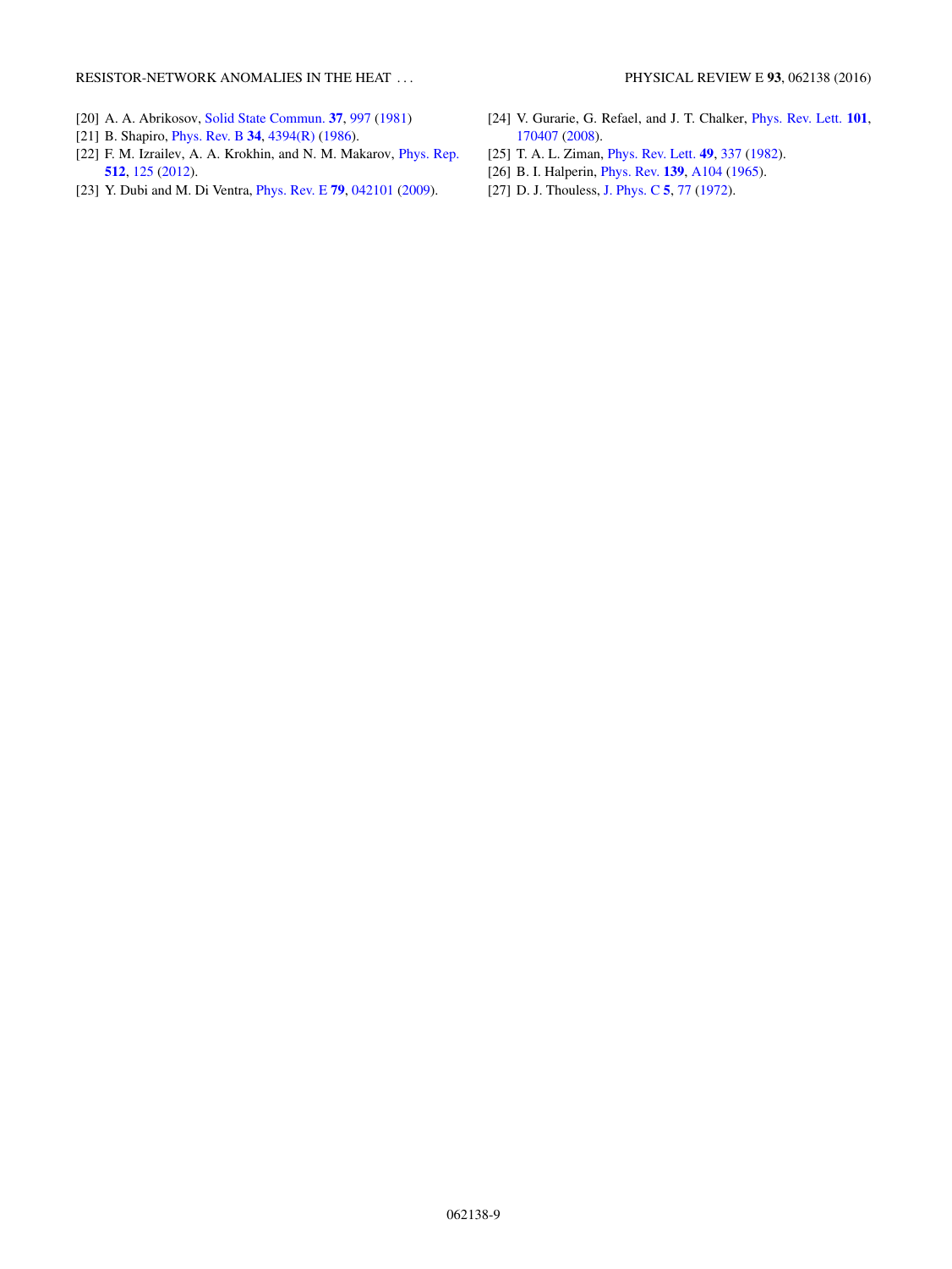[20] A. A. Abrikosov, Solid State Commun. **37**, 997 (1981)

[21] B. Shapiro, Phys. Rev. B **34**, 4394(R) (1986).

[22] F. M. Izrailev, A. A. Krokhin, and N. M. Makarov, Phys. Rep. **512**, 125 (2012).

[23] Y. Dubi and M. Di Ventra, Phys. Rev. E **79**, 042101 (2009).

[24] V. Gurarie, G. Refael, and J. T. Chalker, Phys. Rev. Lett. **101**, 170407 (2008).

[25] T. A. L. Ziman, Phys. Rev. Lett. **49**, 337 (1982).

[26] B. I. Halperin, Phys. Rev. **139**, A104 (1965).

[27] D. J. Thouless, J. Phys. C **5**, 77 (1972).